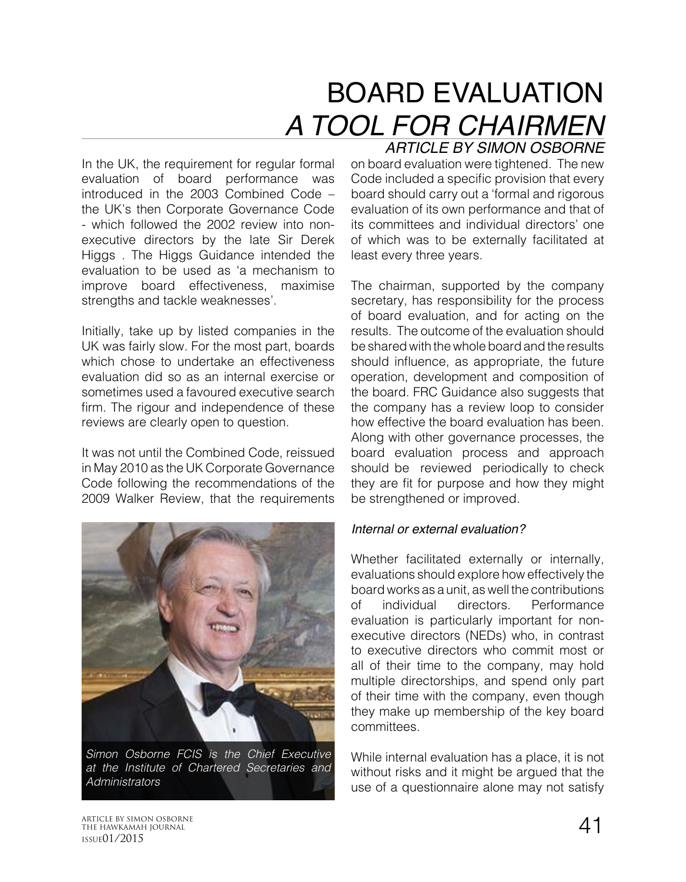# BOARD EVALUATION

## *A TOOL FOR CHAIRMEN*

*ARTICLE BY SIMON OSBORNE*

In the UK, the requirement for regular formal evaluation of board performance was introduced in the 2003 Combined Code – the UK's then Corporate Governance Code - which followed the 2002 review into non-executive directors by the late Sir Derek Higgs . The Higgs Guidance intended the evaluation to be used as 'a mechanism to improve board effectiveness, maximise strengths and tackle weaknesses'.

Initially, take up by listed companies in the UK was fairly slow. For the most part, boards which chose to undertake an effectiveness evaluation did so as an internal exercise or sometimes used a favoured executive search firm. The rigour and independence of these reviews are clearly open to question.

It was not until the Combined Code, reissued in May 2010 as the UK Corporate Governance Code following the recommendations of the 2009 Walker Review, that the requirements on board evaluation were tightened. The new Code included a specific provision that every board should carry out a 'formal and rigorous evaluation of its own performance and that of its committees and individual directors' one of which was to be externally facilitated at least every three years.

*Simon Osborne FCIS is the Chief Executive at the Institute of Chartered Secretaries and Administrators*

The chairman, supported by the company secretary, has responsibility for the process of board evaluation, and for acting on the results. The outcome of the evaluation should be shared with the whole board and the results should influence, as appropriate, the future operation, development and composition of the board. FRC Guidance also suggests that the company has a review loop to consider how effective the board evaluation has been. Along with other governance processes, the board evaluation process and approach should be reviewed periodically to check they are fit for purpose and how they might be strengthened or improved.

### *Internal or external evaluation?*

Whether facilitated externally or internally, evaluations should explore how effectively the board works as a unit, as well the contributions of individual directors. Performance evaluation is particularly important for non-executive directors (NEDs) who, in contrast to executive directors who commit most or all of their time to the company, may hold multiple directorships, and spend only part of their time with the company, even though they make up membership of the key board committees.

While internal evaluation has a place, it is not without risks and it might be argued that the use of a questionnaire alone may not satisfy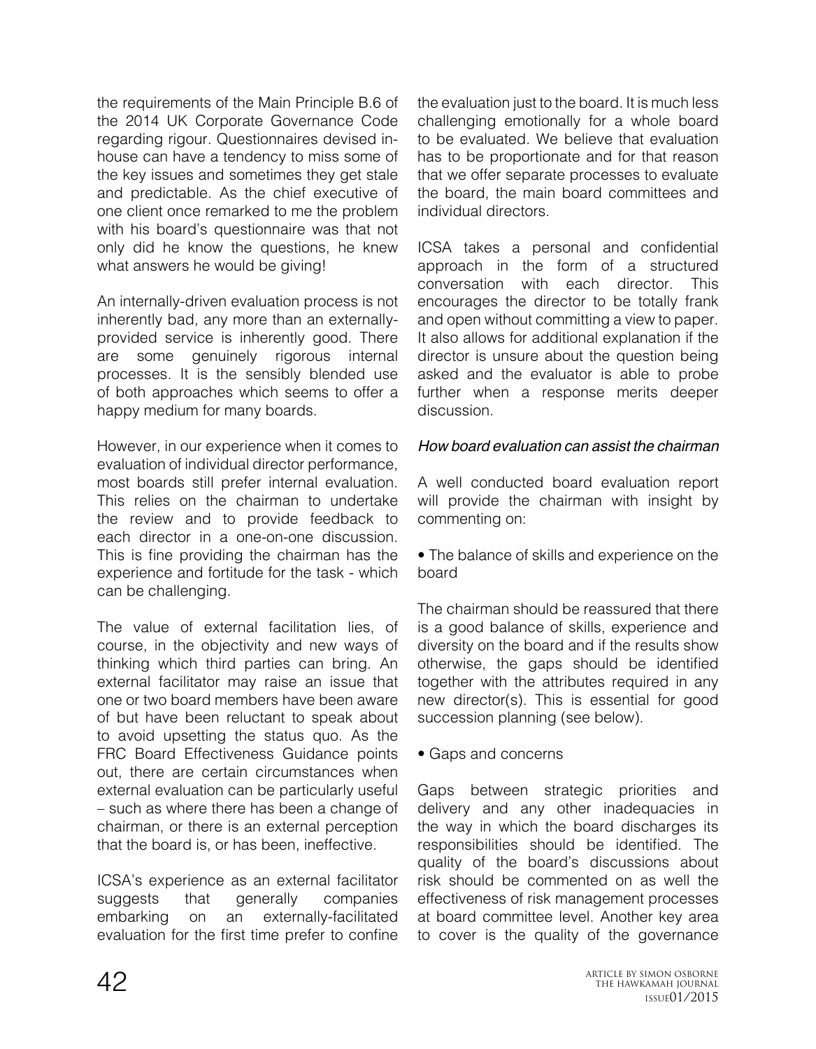the requirements of the Main Principle B.6 of the 2014 UK Corporate Governance Code regarding rigour. Questionnaires devised in-house can have a tendency to miss some of the key issues and sometimes they get stale and predictable. As the chief executive of one client once remarked to me the problem with his board's questionnaire was that not only did he know the questions, he knew what answers he would be giving!

An internally-driven evaluation process is not inherently bad, any more than an externally-provided service is inherently good. There are some genuinely rigorous internal processes. It is the sensibly blended use of both approaches which seems to offer a happy medium for many boards.

However, in our experience when it comes to evaluation of individual director performance, most boards still prefer internal evaluation. This relies on the chairman to undertake the review and to provide feedback to each director in a one-on-one discussion. This is fine providing the chairman has the experience and fortitude for the task - which can be challenging.

The value of external facilitation lies, of course, in the objectivity and new ways of thinking which third parties can bring. An external facilitator may raise an issue that one or two board members have been aware of but have been reluctant to speak about to avoid upsetting the status quo. As the FRC Board Effectiveness Guidance points out, there are certain circumstances when external evaluation can be particularly useful – such as where there has been a change of chairman, or there is an external perception that the board is, or has been, ineffective.

ICSA's experience as an external facilitator suggests that generally companies embarking on an externally-facilitated evaluation for the first time prefer to confine the evaluation just to the board. It is much less challenging emotionally for a whole board to be evaluated. We believe that evaluation has to be proportionate and for that reason that we offer separate processes to evaluate the board, the main board committees and individual directors.

ICSA takes a personal and confidential approach in the form of a structured conversation with each director. This encourages the director to be totally frank and open without committing a view to paper. It also allows for additional explanation if the director is unsure about the question being asked and the evaluator is able to probe further when a response merits deeper discussion.

*How board evaluation can assist the chairman*

A well conducted board evaluation report will provide the chairman with insight by commenting on:

- The balance of skills and experience on the board

The chairman should be reassured that there is a good balance of skills, experience and diversity on the board and if the results show otherwise, the gaps should be identified together with the attributes required in any new director(s). This is essential for good succession planning (see below).

- Gaps and concerns

Gaps between strategic priorities and delivery and any other inadequacies in the way in which the board discharges its responsibilities should be identified. The quality of the board's discussions about risk should be commented on as well the effectiveness of risk management processes at board committee level. Another key area to cover is the quality of the governance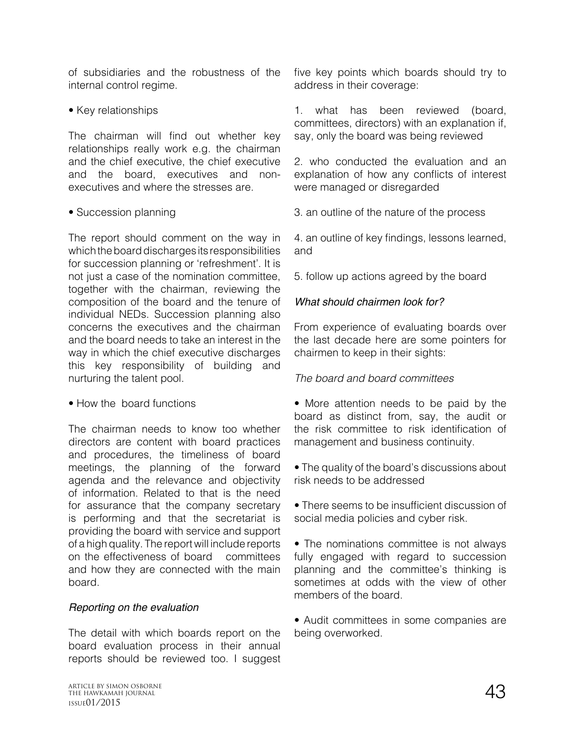of subsidiaries and the robustness of the internal control regime.

• Key relationships

The chairman will find out whether key relationships really work e.g. the chairman and the chief executive, the chief executive and the board, executives and non-executives and where the stresses are.

• Succession planning

The report should comment on the way in which the board discharges its responsibilities for succession planning or 'refreshment'. It is not just a case of the nomination committee, together with the chairman, reviewing the composition of the board and the tenure of individual NEDs. Succession planning also concerns the executives and the chairman and the board needs to take an interest in the way in which the chief executive discharges this key responsibility of building and nurturing the talent pool.

• How the board functions

The chairman needs to know too whether directors are content with board practices and procedures, the timeliness of board meetings, the planning of the forward agenda and the relevance and objectivity of information. Related to that is the need for assurance that the company secretary is performing and that the secretariat is providing the board with service and support of a high quality. The report will include reports on the effectiveness of board committees and how they are connected with the main board.

*Reporting on the evaluation*

The detail with which boards report on the board evaluation process in their annual reports should be reviewed too. I suggest five key points which boards should try to address in their coverage:

1. what has been reviewed (board, committees, directors) with an explanation if, say, only the board was being reviewed

2. who conducted the evaluation and an explanation of how any conflicts of interest were managed or disregarded

3. an outline of the nature of the process

4. an outline of key findings, lessons learned, and

5. follow up actions agreed by the board

*What should chairmen look for?*

From experience of evaluating boards over the last decade here are some pointers for chairmen to keep in their sights:

*The board and board committees*

• More attention needs to be paid by the board as distinct from, say, the audit or the risk committee to risk identification of management and business continuity.

• The quality of the board's discussions about risk needs to be addressed

• There seems to be insufficient discussion of social media policies and cyber risk.

• The nominations committee is not always fully engaged with regard to succession planning and the committee's thinking is sometimes at odds with the view of other members of the board.

• Audit committees in some companies are being overworked.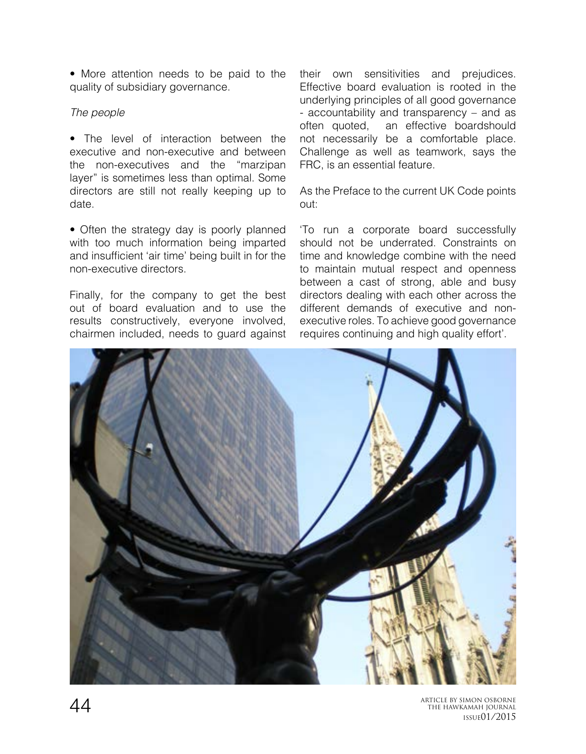• More attention needs to be paid to the quality of subsidiary governance.

*The people*

• The level of interaction between the executive and non-executive and between the non-executives and the "marzipan layer" is sometimes less than optimal. Some directors are still not really keeping up to date.

• Often the strategy day is poorly planned with too much information being imparted and insufficient 'air time' being built in for the non-executive directors.

Finally, for the company to get the best out of board evaluation and to use the results constructively, everyone involved, chairmen included, needs to guard against their own sensitivities and prejudices. Effective board evaluation is rooted in the underlying principles of all good governance - accountability and transparency – and as often quoted, an effective boardshould not necessarily be a comfortable place. Challenge as well as teamwork, says the FRC, is an essential feature.

As the Preface to the current UK Code points out:

'To run a corporate board successfully should not be underrated. Constraints on time and knowledge combine with the need to maintain mutual respect and openness between a cast of strong, able and busy directors dealing with each other across the different demands of executive and non-executive roles. To achieve good governance requires continuing and high quality effort'.